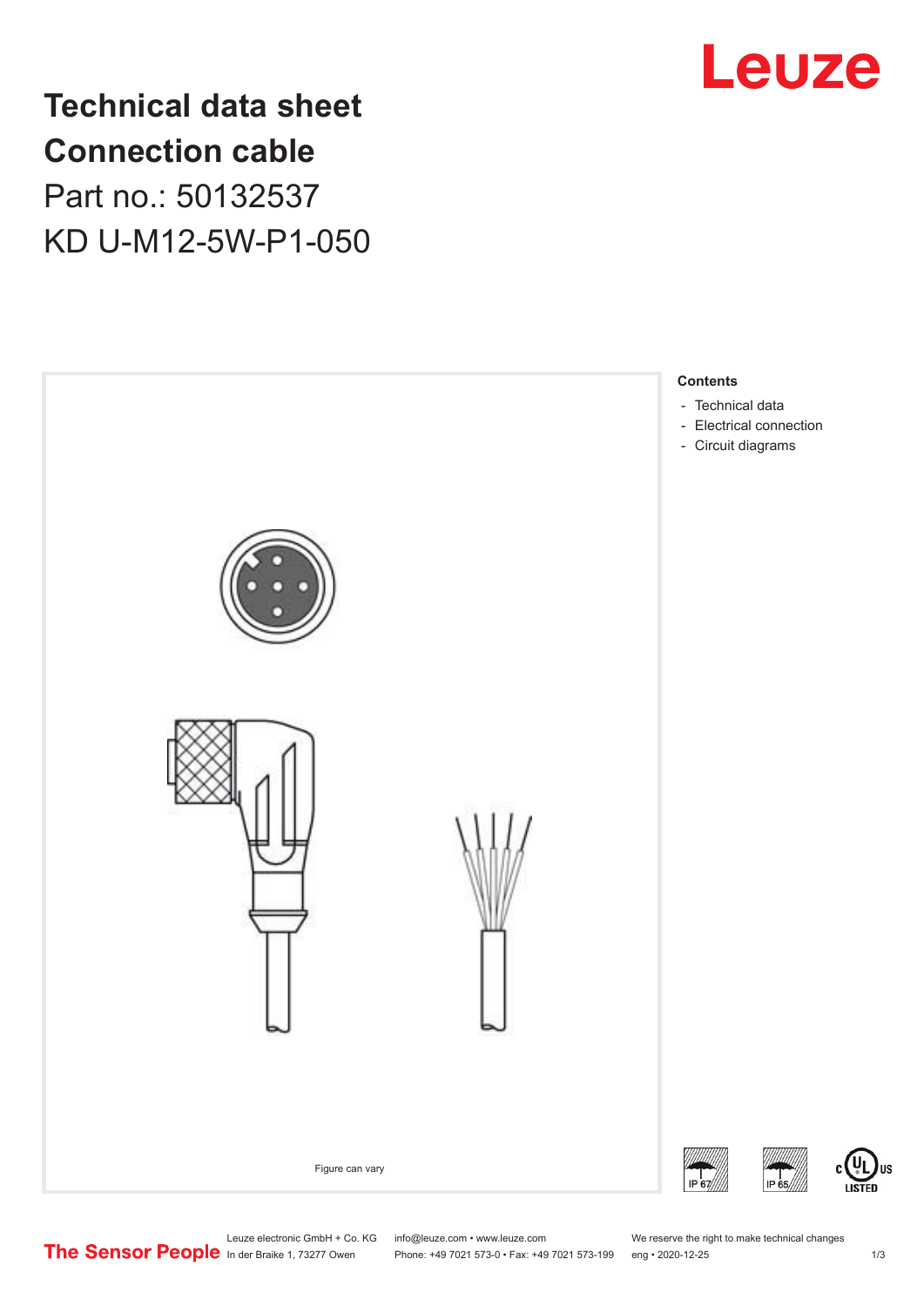# Technical data sheet
# Connection cable

## Part no.: 50132537

## KD U-M12-5W-P1-050

Figure can vary

**Contents**

- Technical data
- Electrical connection
- Circuit diagrams

IP 67

IP 65

c UL us LISTED

The Sensor People

Leuze electronic GmbH + Co. KG
In der Braike 1, 73277 Owen

info@leuze.com • www.leuze.com
Phone: +49 7021 573-0 • Fax: +49 7021 573-199

We reserve the right to make technical changes
eng • 2020-12-25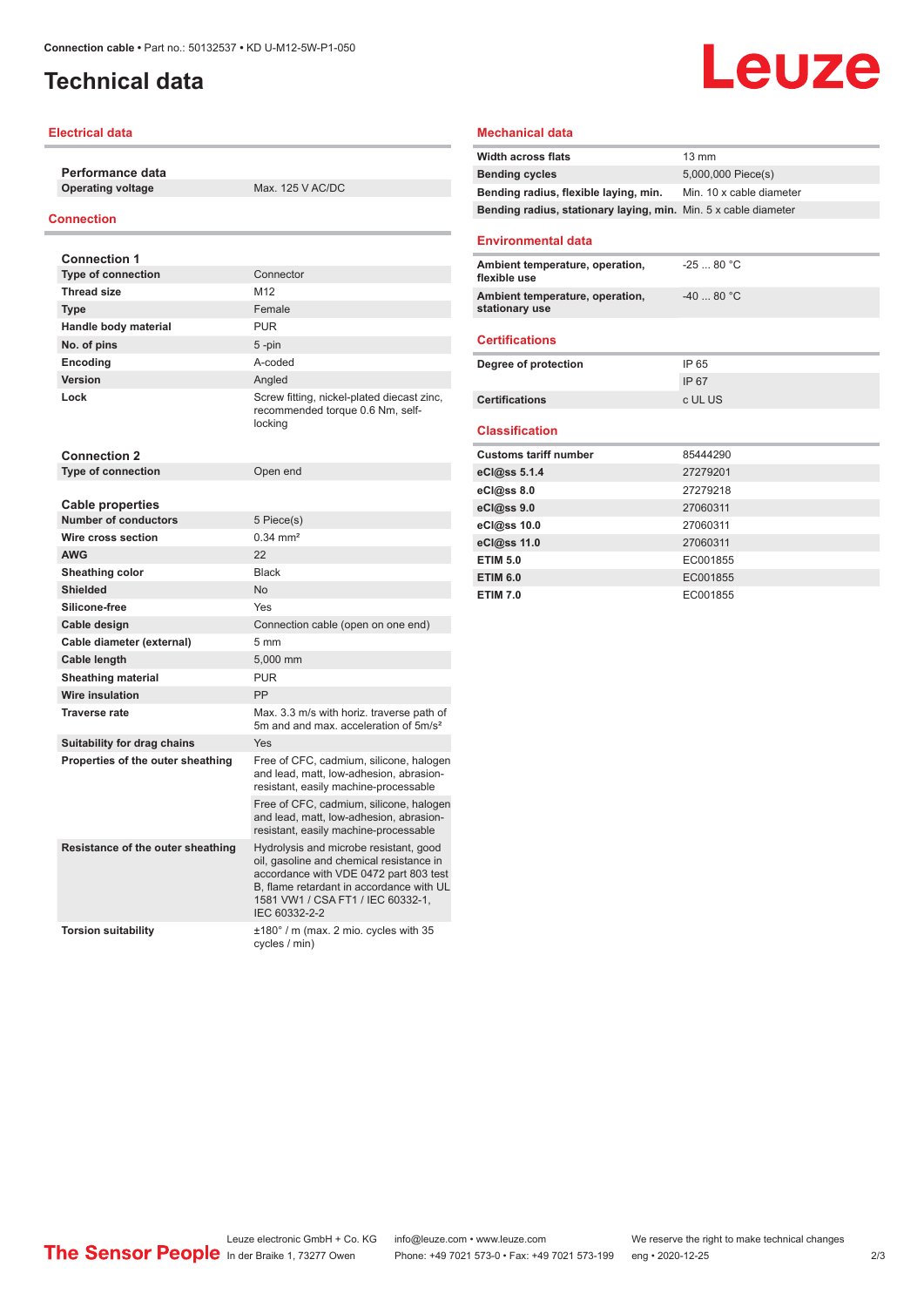# Technical data

## Electrical data

**Performance data**

| | |
|---|---|
| Operating voltage | Max. 125 V AC/DC |

## Connection

**Connection 1**

| | |
|---|---|
| Type of connection | Connector |
| Thread size | M12 |
| Type | Female |
| Handle body material | PUR |
| No. of pins | 5 -pin |
| Encoding | A-coded |
| Version | Angled |
| Lock | Screw fitting, nickel-plated diecast zinc, recommended torque 0.6 Nm, self-locking |

**Connection 2**

| | |
|---|---|
| Type of connection | Open end |

**Cable properties**

| | |
|---|---|
| Number of conductors | 5 Piece(s) |
| Wire cross section | 0.34 mm² |
| AWG | 22 |
| Sheathing color | Black |
| Shielded | No |
| Silicone-free | Yes |
| Cable design | Connection cable (open on one end) |
| Cable diameter (external) | 5 mm |
| Cable length | 5,000 mm |
| Sheathing material | PUR |
| Wire insulation | PP |
| Traverse rate | Max. 3.3 m/s with horiz. traverse path of 5m and and max. acceleration of 5m/s² |
| Suitability for drag chains | Yes |
| Properties of the outer sheathing | Free of CFC, cadmium, silicone, halogen and lead, matt, low-adhesion, abrasion-resistant, easily machine-processable |
| | Free of CFC, cadmium, silicone, halogen and lead, matt, low-adhesion, abrasion-resistant, easily machine-processable |
| Resistance of the outer sheathing | Hydrolysis and microbe resistant, good oil, gasoline and chemical resistance in accordance with VDE 0472 part 803 test B, flame retardant in accordance with UL 1581 VW1 / CSA FT1 / IEC 60332-1, IEC 60332-2-2 |
| Torsion suitability | ±180° / m (max. 2 mio. cycles with 35 cycles / min) |

## Mechanical data

| | |
|---|---|
| Width across flats | 13 mm |
| Bending cycles | 5,000,000 Piece(s) |
| Bending radius, flexible laying, min. | Min. 10 x cable diameter |
| Bending radius, stationary laying, min. | Min. 5 x cable diameter |

## Environmental data

| | |
|---|---|
| Ambient temperature, operation, flexible use | -25 ... 80 °C |
| Ambient temperature, operation, stationary use | -40 ... 80 °C |

## Certifications

| | |
|---|---|
| Degree of protection | IP 65 |
| | IP 67 |
| Certifications | c UL US |

## Classification

| | |
|---|---|
| Customs tariff number | 85444290 |
| eCl@ss 5.1.4 | 27279201 |
| eCl@ss 8.0 | 27279218 |
| eCl@ss 9.0 | 27060311 |
| eCl@ss 10.0 | 27060311 |
| eCl@ss 11.0 | 27060311 |
| ETIM 5.0 | EC001855 |
| ETIM 6.0 | EC001855 |
| ETIM 7.0 | EC001855 |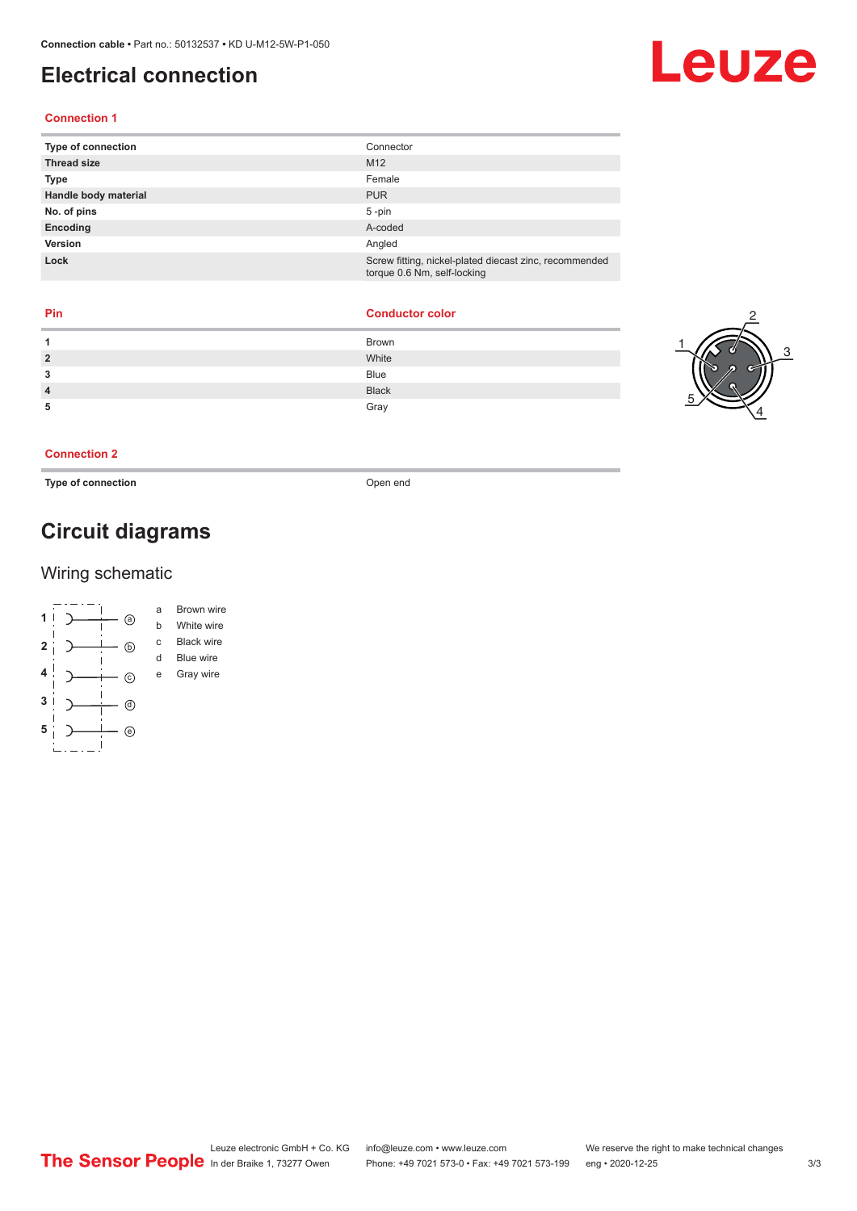# Electrical connection

## Connection 1

| | |
|---|---|
| **Type of connection** | Connector |
| **Thread size** | M12 |
| **Type** | Female |
| **Handle body material** | PUR |
| **No. of pins** | 5 -pin |
| **Encoding** | A-coded |
| **Version** | Angled |
| **Lock** | Screw fitting, nickel-plated diecast zinc, recommended torque 0.6 Nm, self-locking |

| Pin | Conductor color |
|---|---|
| **1** | Brown |
| **2** | White |
| **3** | Blue |
| **4** | Black |
| **5** | Gray |

1
2
3
4
5

## Connection 2

| | |
|---|---|
| **Type of connection** | Open end |

# Circuit diagrams

## Wiring schematic

1
2
4
3
5

a
b
c
d
e

a Brown wire
b White wire
c Black wire
d Blue wire
e Gray wire